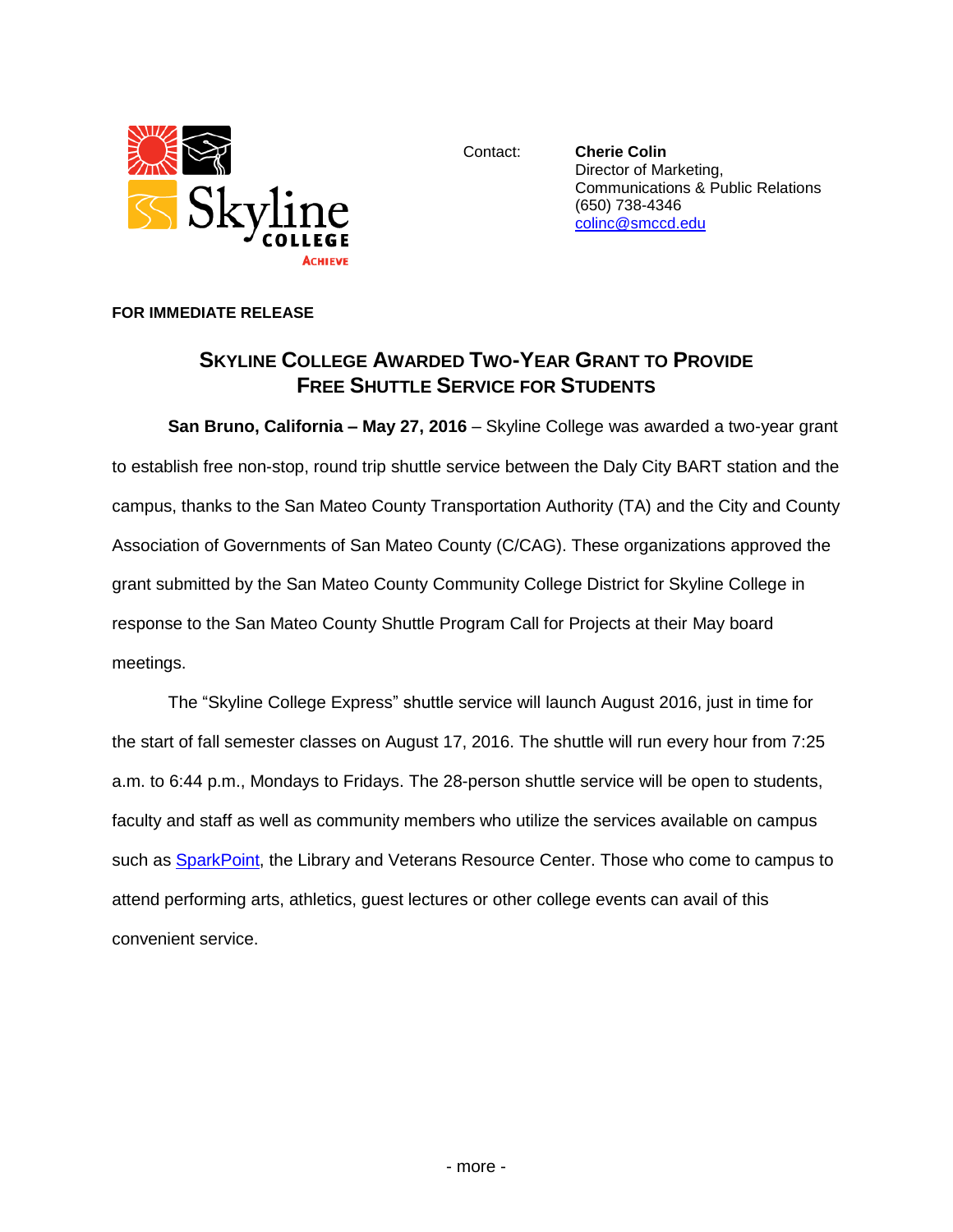Skyline College

Achieve

Contact: **Cherie Colin**
Director of Marketing,
Communications & Public Relations
(650) 738-4346
colinc@smccd.edu

**FOR IMMEDIATE RELEASE**

## SKYLINE COLLEGE AWARDED TWO-YEAR GRANT TO PROVIDE FREE SHUTTLE SERVICE FOR STUDENTS

**San Bruno, California – May 27, 2016** – Skyline College was awarded a two-year grant to establish free non-stop, round trip shuttle service between the Daly City BART station and the campus, thanks to the San Mateo County Transportation Authority (TA) and the City and County Association of Governments of San Mateo County (C/CAG). These organizations approved the grant submitted by the San Mateo County Community College District for Skyline College in response to the San Mateo County Shuttle Program Call for Projects at their May board meetings.

The "Skyline College Express" shuttle service will launch August 2016, just in time for the start of fall semester classes on August 17, 2016. The shuttle will run every hour from 7:25 a.m. to 6:44 p.m., Mondays to Fridays. The 28-person shuttle service will be open to students, faculty and staff as well as community members who utilize the services available on campus such as SparkPoint, the Library and Veterans Resource Center. Those who come to campus to attend performing arts, athletics, guest lectures or other college events can avail of this convenient service.

\- more -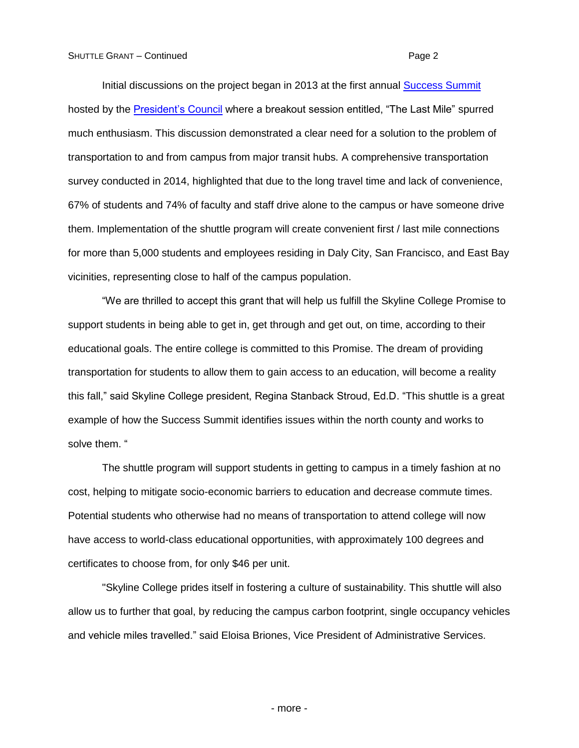Initial discussions on the project began in 2013 at the first annual Success Summit hosted by the President's Council where a breakout session entitled, "The Last Mile" spurred much enthusiasm. This discussion demonstrated a clear need for a solution to the problem of transportation to and from campus from major transit hubs. A comprehensive transportation survey conducted in 2014, highlighted that due to the long travel time and lack of convenience, 67% of students and 74% of faculty and staff drive alone to the campus or have someone drive them. Implementation of the shuttle program will create convenient first / last mile connections for more than 5,000 students and employees residing in Daly City, San Francisco, and East Bay vicinities, representing close to half of the campus population.

"We are thrilled to accept this grant that will help us fulfill the Skyline College Promise to support students in being able to get in, get through and get out, on time, according to their educational goals. The entire college is committed to this Promise. The dream of providing transportation for students to allow them to gain access to an education, will become a reality this fall," said Skyline College president, Regina Stanback Stroud, Ed.D. "This shuttle is a great example of how the Success Summit identifies issues within the north county and works to solve them. "

The shuttle program will support students in getting to campus in a timely fashion at no cost, helping to mitigate socio-economic barriers to education and decrease commute times. Potential students who otherwise had no means of transportation to attend college will now have access to world-class educational opportunities, with approximately 100 degrees and certificates to choose from, for only $46 per unit.

"Skyline College prides itself in fostering a culture of sustainability. This shuttle will also allow us to further that goal, by reducing the campus carbon footprint, single occupancy vehicles and vehicle miles travelled." said Eloisa Briones, Vice President of Administrative Services.

- more -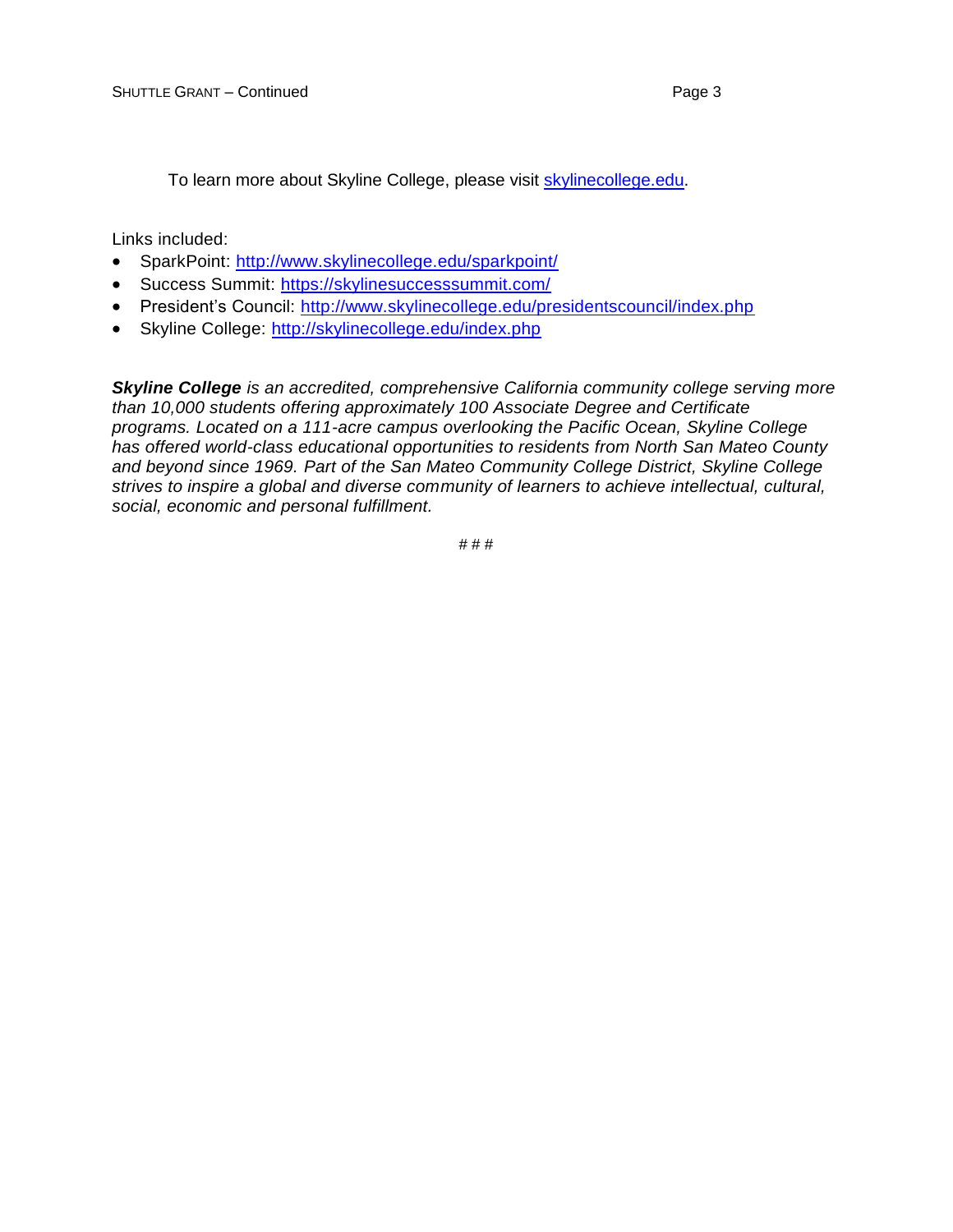To learn more about Skyline College, please visit [skylinecollege.edu](http://skylinecollege.edu).

Links included:

- SparkPoint: http://www.skylinecollege.edu/sparkpoint/
- Success Summit: https://skylinesuccesssummit.com/
- President's Council: http://www.skylinecollege.edu/presidentscouncil/index.php
- Skyline College: http://skylinecollege.edu/index.php

***Skyline College** is an accredited, comprehensive California community college serving more than 10,000 students offering approximately 100 Associate Degree and Certificate programs. Located on a 111-acre campus overlooking the Pacific Ocean, Skyline College has offered world-class educational opportunities to residents from North San Mateo County and beyond since 1969. Part of the San Mateo Community College District, Skyline College strives to inspire a global and diverse community of learners to achieve intellectual, cultural, social, economic and personal fulfillment.*

# # #